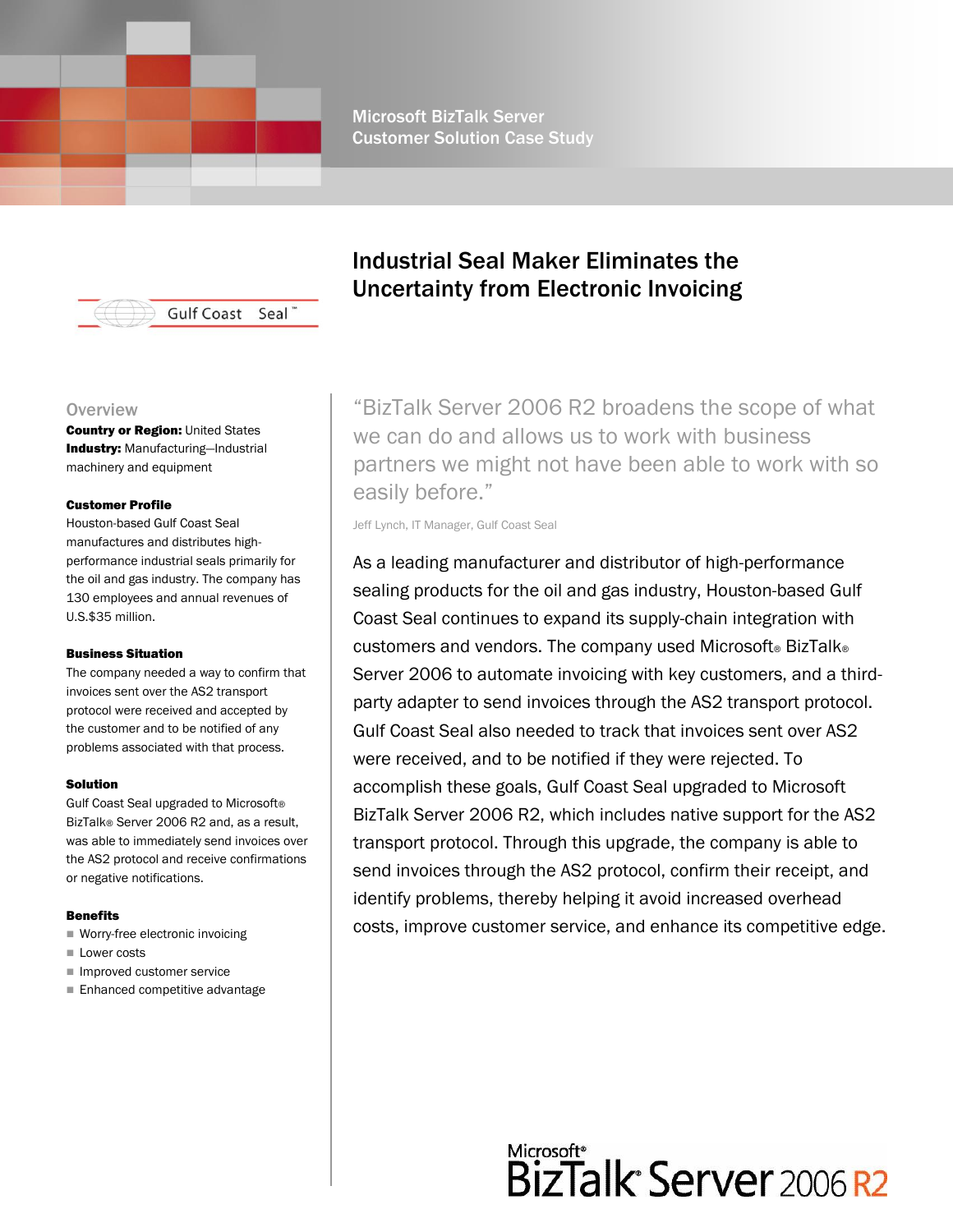Microsoft BizTalk Server
Customer Solution Case Study

# Industrial Seal Maker Eliminates the Uncertainty from Electronic Invoicing

Gulf Coast Seal™

## Overview

**Country or Region:** United States
**Industry:** Manufacturing—Industrial machinery and equipment

### Customer Profile

Houston-based Gulf Coast Seal manufactures and distributes high-performance industrial seals primarily for the oil and gas industry. The company has 130 employees and annual revenues of U.S.$35 million.

### Business Situation

The company needed a way to confirm that invoices sent over the AS2 transport protocol were received and accepted by the customer and to be notified of any problems associated with that process.

### Solution

Gulf Coast Seal upgraded to Microsoft® BizTalk® Server 2006 R2 and, as a result, was able to immediately send invoices over the AS2 protocol and receive confirmations or negative notifications.

### Benefits

- Worry-free electronic invoicing
- Lower costs
- Improved customer service
- Enhanced competitive advantage

"BizTalk Server 2006 R2 broadens the scope of what we can do and allows us to work with business partners we might not have been able to work with so easily before."

Jeff Lynch, IT Manager, Gulf Coast Seal

As a leading manufacturer and distributor of high-performance sealing products for the oil and gas industry, Houston-based Gulf Coast Seal continues to expand its supply-chain integration with customers and vendors. The company used Microsoft® BizTalk® Server 2006 to automate invoicing with key customers, and a third-party adapter to send invoices through the AS2 transport protocol. Gulf Coast Seal also needed to track that invoices sent over AS2 were received, and to be notified if they were rejected. To accomplish these goals, Gulf Coast Seal upgraded to Microsoft BizTalk Server 2006 R2, which includes native support for the AS2 transport protocol. Through this upgrade, the company is able to send invoices through the AS2 protocol, confirm their receipt, and identify problems, thereby helping it avoid increased overhead costs, improve customer service, and enhance its competitive edge.

Microsoft® BizTalk® Server 2006 R2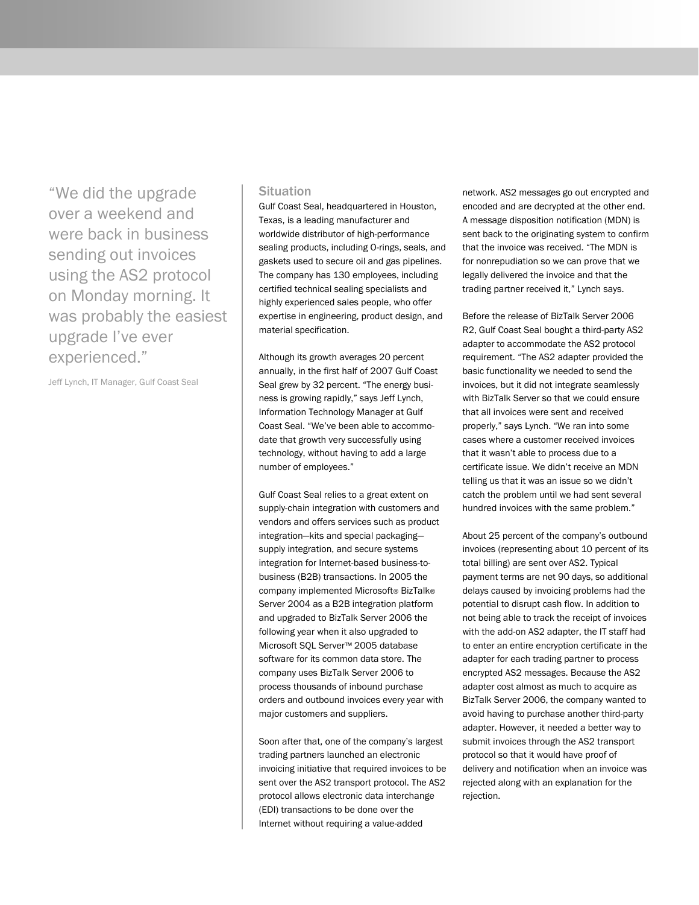> "We did the upgrade over a weekend and were back in business sending out invoices using the AS2 protocol on Monday morning. It was probably the easiest upgrade I've ever experienced."
>
> Jeff Lynch, IT Manager, Gulf Coast Seal

## Situation

Gulf Coast Seal, headquartered in Houston, Texas, is a leading manufacturer and worldwide distributor of high-performance sealing products, including O-rings, seals, and gaskets used to secure oil and gas pipelines. The company has 130 employees, including certified technical sealing specialists and highly experienced sales people, who offer expertise in engineering, product design, and material specification.

Although its growth averages 20 percent annually, in the first half of 2007 Gulf Coast Seal grew by 32 percent. "The energy business is growing rapidly," says Jeff Lynch, Information Technology Manager at Gulf Coast Seal. "We've been able to accommodate that growth very successfully using technology, without having to add a large number of employees."

Gulf Coast Seal relies to a great extent on supply-chain integration with customers and vendors and offers services such as product integration—kits and special packaging—supply integration, and secure systems integration for Internet-based business-to-business (B2B) transactions. In 2005 the company implemented Microsoft® BizTalk® Server 2004 as a B2B integration platform and upgraded to BizTalk Server 2006 the following year when it also upgraded to Microsoft SQL Server™ 2005 database software for its common data store. The company uses BizTalk Server 2006 to process thousands of inbound purchase orders and outbound invoices every year with major customers and suppliers.

Soon after that, one of the company's largest trading partners launched an electronic invoicing initiative that required invoices to be sent over the AS2 transport protocol. The AS2 protocol allows electronic data interchange (EDI) transactions to be done over the Internet without requiring a value-added network. AS2 messages go out encrypted and encoded and are decrypted at the other end. A message disposition notification (MDN) is sent back to the originating system to confirm that the invoice was received. "The MDN is for nonrepudiation so we can prove that we legally delivered the invoice and that the trading partner received it," Lynch says.

Before the release of BizTalk Server 2006 R2, Gulf Coast Seal bought a third-party AS2 adapter to accommodate the AS2 protocol requirement. "The AS2 adapter provided the basic functionality we needed to send the invoices, but it did not integrate seamlessly with BizTalk Server so that we could ensure that all invoices were sent and received properly," says Lynch. "We ran into some cases where a customer received invoices that it wasn't able to process due to a certificate issue. We didn't receive an MDN telling us that it was an issue so we didn't catch the problem until we had sent several hundred invoices with the same problem."

About 25 percent of the company's outbound invoices (representing about 10 percent of its total billing) are sent over AS2. Typical payment terms are net 90 days, so additional delays caused by invoicing problems had the potential to disrupt cash flow. In addition to not being able to track the receipt of invoices with the add-on AS2 adapter, the IT staff had to enter an entire encryption certificate in the adapter for each trading partner to process encrypted AS2 messages. Because the AS2 adapter cost almost as much to acquire as BizTalk Server 2006, the company wanted to avoid having to purchase another third-party adapter. However, it needed a better way to submit invoices through the AS2 transport protocol so that it would have proof of delivery and notification when an invoice was rejected along with an explanation for the rejection.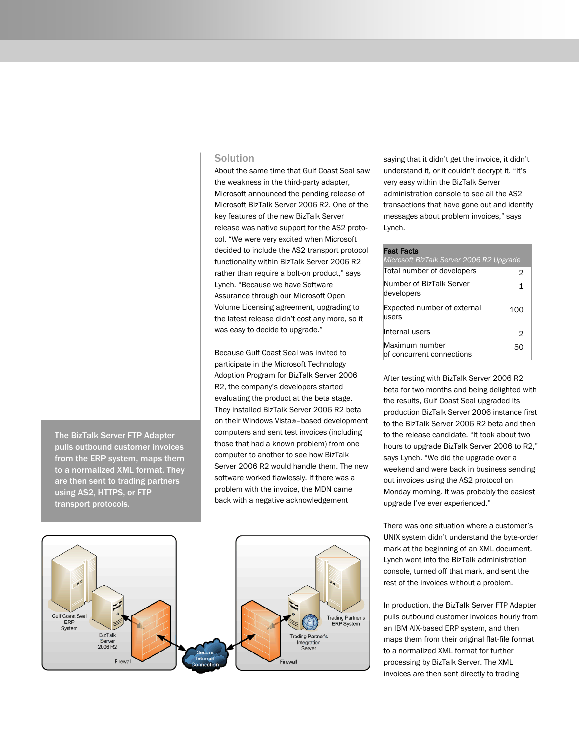## Solution

About the same time that Gulf Coast Seal saw the weakness in the third-party adapter, Microsoft announced the pending release of Microsoft BizTalk Server 2006 R2. One of the key features of the new BizTalk Server release was native support for the AS2 protocol. “We were very excited when Microsoft decided to include the AS2 transport protocol functionality within BizTalk Server 2006 R2 rather than require a bolt-on product,” says Lynch. “Because we have Software Assurance through our Microsoft Open Volume Licensing agreement, upgrading to the latest release didn’t cost any more, so it was easy to decide to upgrade.”

Because Gulf Coast Seal was invited to participate in the Microsoft Technology Adoption Program for BizTalk Server 2006 R2, the company’s developers started evaluating the product at the beta stage. They installed BizTalk Server 2006 R2 beta on their Windows Vista®–based development computers and sent test invoices (including those that had a known problem) from one computer to another to see how BizTalk Server 2006 R2 would handle them. The new software worked flawlessly. If there was a problem with the invoice, the MDN came back with a negative acknowledgement saying that it didn’t get the invoice, it didn’t understand it, or it couldn’t decrypt it. “It’s very easy within the BizTalk Server administration console to see all the AS2 transactions that have gone out and identify messages about problem invoices,” says Lynch.

**The BizTalk Server FTP Adapter pulls outbound customer invoices from the ERP system, maps them to a normalized XML format. They are then sent to trading partners using AS2, HTTPS, or FTP transport protocols.**

Gulf Coast Seal ERP System — BizTalk Server 2006 R2 — Firewall — Secure Internet Connection — Firewall — Trading Partner's Integration Server — Trading Partner's ERP System

| **Fast Facts**<br>*Microsoft BizTalk Server 2006 R2 Upgrade* | |
|---|---|
| Total number of developers | 2 |
| Number of BizTalk Server developers | 1 |
| Expected number of external users | 100 |
| Internal users | 2 |
| Maximum number of concurrent connections | 50 |

After testing with BizTalk Server 2006 R2 beta for two months and being delighted with the results, Gulf Coast Seal upgraded its production BizTalk Server 2006 instance first to the BizTalk Server 2006 R2 beta and then to the release candidate. “It took about two hours to upgrade BizTalk Server 2006 to R2,” says Lynch. “We did the upgrade over a weekend and were back in business sending out invoices using the AS2 protocol on Monday morning. It was probably the easiest upgrade I’ve ever experienced.”

There was one situation where a customer’s UNIX system didn’t understand the byte-order mark at the beginning of an XML document. Lynch went into the BizTalk administration console, turned off that mark, and sent the rest of the invoices without a problem.

In production, the BizTalk Server FTP Adapter pulls outbound customer invoices hourly from an IBM AIX-based ERP system, and then maps them from their original flat-file format to a normalized XML format for further processing by BizTalk Server. The XML invoices are then sent directly to trading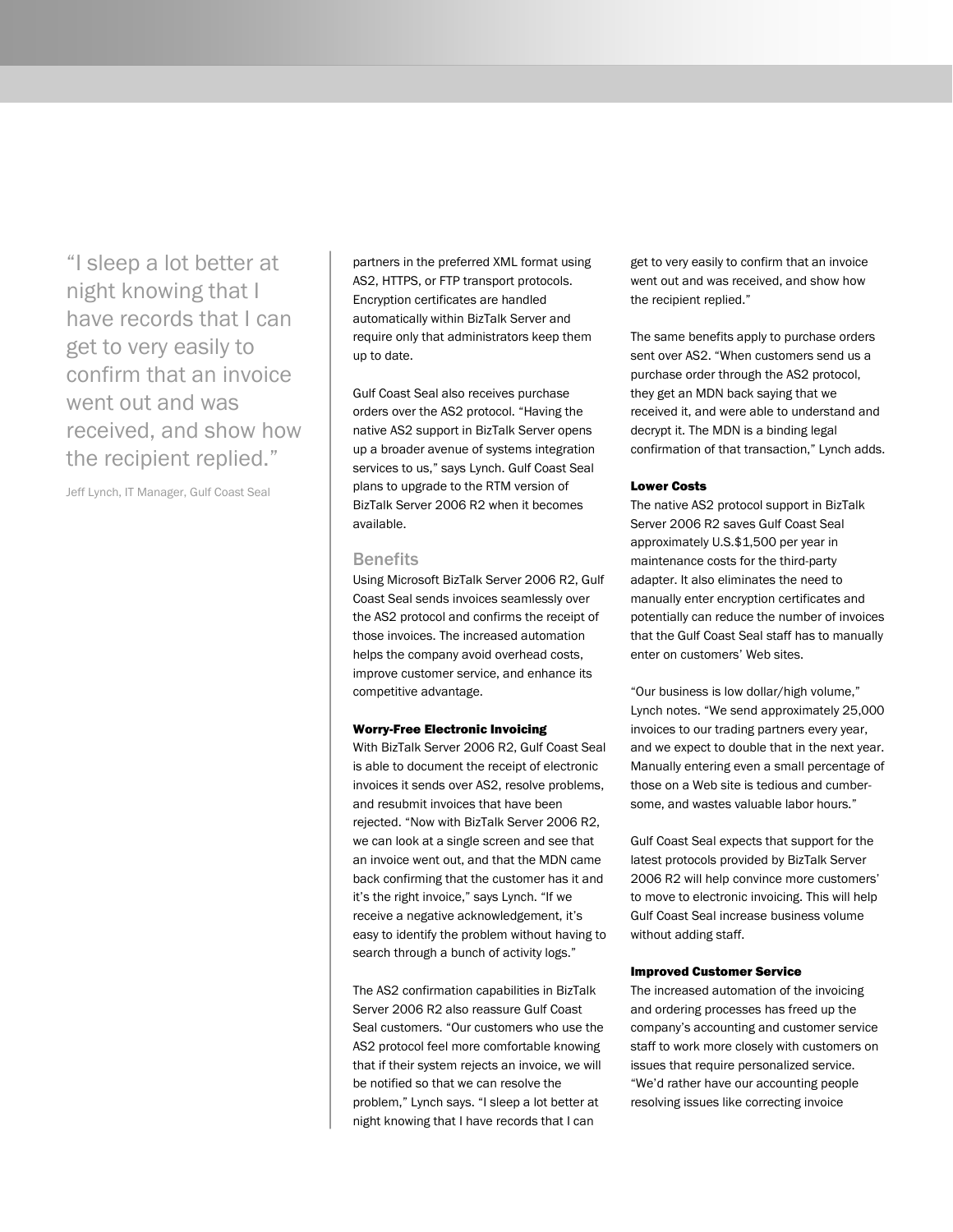> "I sleep a lot better at night knowing that I have records that I can get to very easily to confirm that an invoice went out and was received, and show how the recipient replied."
>
> Jeff Lynch, IT Manager, Gulf Coast Seal

partners in the preferred XML format using AS2, HTTPS, or FTP transport protocols. Encryption certificates are handled automatically within BizTalk Server and require only that administrators keep them up to date.

Gulf Coast Seal also receives purchase orders over the AS2 protocol. "Having the native AS2 support in BizTalk Server opens up a broader avenue of systems integration services to us," says Lynch. Gulf Coast Seal plans to upgrade to the RTM version of BizTalk Server 2006 R2 when it becomes available.

## Benefits

Using Microsoft BizTalk Server 2006 R2, Gulf Coast Seal sends invoices seamlessly over the AS2 protocol and confirms the receipt of those invoices. The increased automation helps the company avoid overhead costs, improve customer service, and enhance its competitive advantage.

### Worry-Free Electronic Invoicing

With BizTalk Server 2006 R2, Gulf Coast Seal is able to document the receipt of electronic invoices it sends over AS2, resolve problems, and resubmit invoices that have been rejected. "Now with BizTalk Server 2006 R2, we can look at a single screen and see that an invoice went out, and that the MDN came back confirming that the customer has it and it's the right invoice," says Lynch. "If we receive a negative acknowledgement, it's easy to identify the problem without having to search through a bunch of activity logs."

The AS2 confirmation capabilities in BizTalk Server 2006 R2 also reassure Gulf Coast Seal customers. "Our customers who use the AS2 protocol feel more comfortable knowing that if their system rejects an invoice, we will be notified so that we can resolve the problem," Lynch says. "I sleep a lot better at night knowing that I have records that I can get to very easily to confirm that an invoice went out and was received, and show how the recipient replied."

The same benefits apply to purchase orders sent over AS2. "When customers send us a purchase order through the AS2 protocol, they get an MDN back saying that we received it, and were able to understand and decrypt it. The MDN is a binding legal confirmation of that transaction," Lynch adds.

### Lower Costs

The native AS2 protocol support in BizTalk Server 2006 R2 saves Gulf Coast Seal approximately U.S.$1,500 per year in maintenance costs for the third-party adapter. It also eliminates the need to manually enter encryption certificates and potentially can reduce the number of invoices that the Gulf Coast Seal staff has to manually enter on customers' Web sites.

"Our business is low dollar/high volume," Lynch notes. "We send approximately 25,000 invoices to our trading partners every year, and we expect to double that in the next year. Manually entering even a small percentage of those on a Web site is tedious and cumbersome, and wastes valuable labor hours."

Gulf Coast Seal expects that support for the latest protocols provided by BizTalk Server 2006 R2 will help convince more customers' to move to electronic invoicing. This will help Gulf Coast Seal increase business volume without adding staff.

### Improved Customer Service

The increased automation of the invoicing and ordering processes has freed up the company's accounting and customer service staff to work more closely with customers on issues that require personalized service. "We'd rather have our accounting people resolving issues like correcting invoice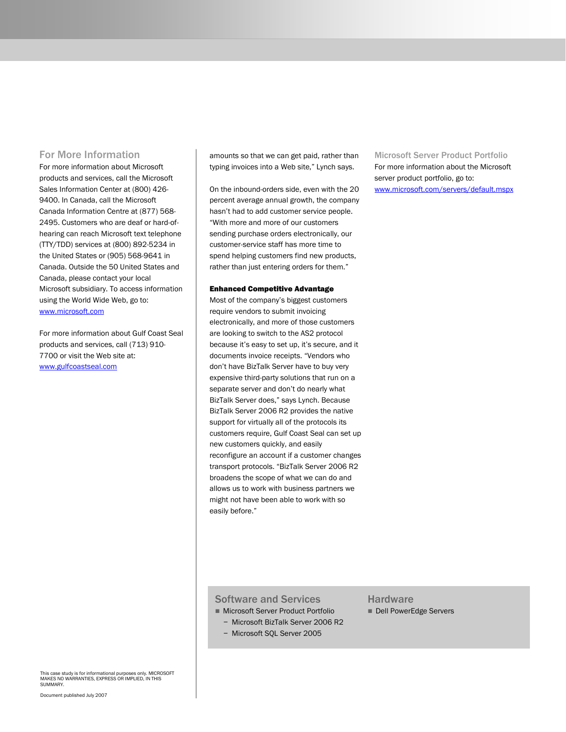## For More Information

For more information about Microsoft products and services, call the Microsoft Sales Information Center at (800) 426-9400. In Canada, call the Microsoft Canada Information Centre at (877) 568-2495. Customers who are deaf or hard-of-hearing can reach Microsoft text telephone (TTY/TDD) services at (800) 892-5234 in the United States or (905) 568-9641 in Canada. Outside the 50 United States and Canada, please contact your local Microsoft subsidiary. To access information using the World Wide Web, go to: www.microsoft.com

For more information about Gulf Coast Seal products and services, call (713) 910-7700 or visit the Web site at: www.gulfcoastseal.com

This case study is for informational purposes only. MICROSOFT MAKES NO WARRANTIES, EXPRESS OR IMPLIED, IN THIS SUMMARY.

Document published July 2007

amounts so that we can get paid, rather than typing invoices into a Web site," Lynch says.

On the inbound-orders side, even with the 20 percent average annual growth, the company hasn't had to add customer service people. "With more and more of our customers sending purchase orders electronically, our customer-service staff has more time to spend helping customers find new products, rather than just entering orders for them."

**Enhanced Competitive Advantage**

Most of the company's biggest customers require vendors to submit invoicing electronically, and more of those customers are looking to switch to the AS2 protocol because it's easy to set up, it's secure, and it documents invoice receipts. "Vendors who don't have BizTalk Server have to buy very expensive third-party solutions that run on a separate server and don't do nearly what BizTalk Server does," says Lynch. Because BizTalk Server 2006 R2 provides the native support for virtually all of the protocols its customers require, Gulf Coast Seal can set up new customers quickly, and easily reconfigure an account if a customer changes transport protocols. "BizTalk Server 2006 R2 broadens the scope of what we can do and allows us to work with business partners we might not have been able to work with so easily before."

## Microsoft Server Product Portfolio

For more information about the Microsoft server product portfolio, go to: www.microsoft.com/servers/default.mspx

## Software and Services

- Microsoft Server Product Portfolio
  - Microsoft BizTalk Server 2006 R2
  - Microsoft SQL Server 2005

## Hardware

- Dell PowerEdge Servers